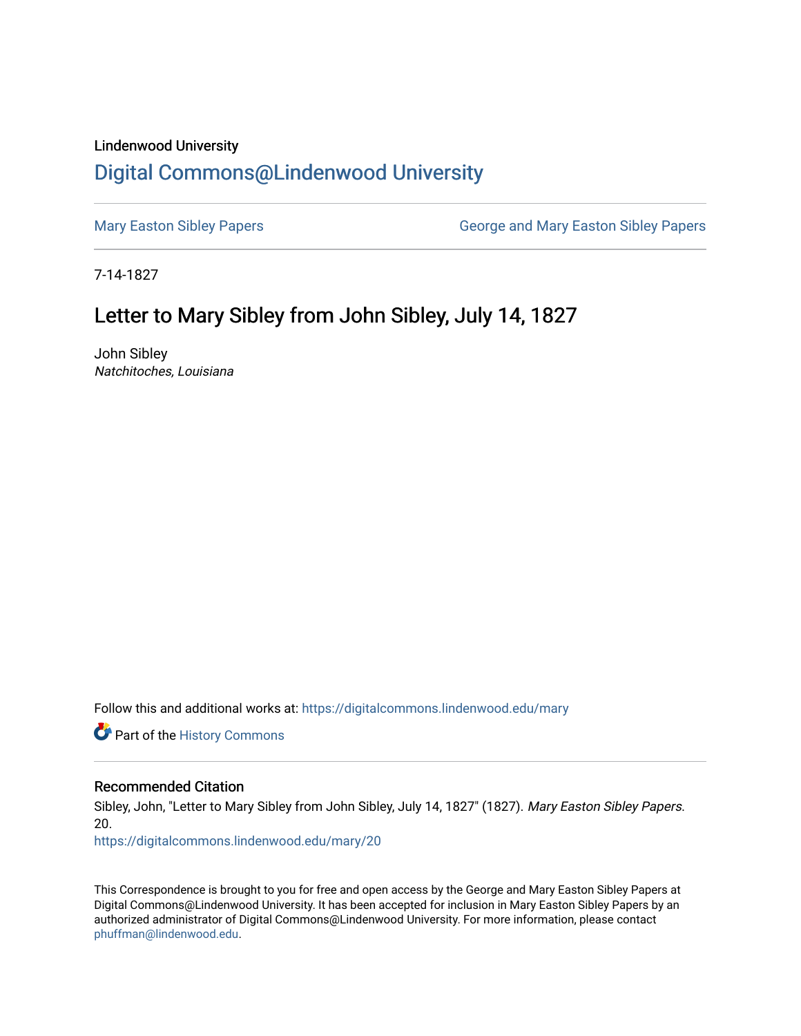Lindenwood University

# Digital Commons@Lindenwood University

Mary Easton Sibley Papers

George and Mary Easton Sibley Papers

7-14-1827

## Letter to Mary Sibley from John Sibley, July 14, 1827

John Sibley

*Natchitoches, Louisiana*

Follow this and additional works at: https://digitalcommons.lindenwood.edu/mary

Part of the History Commons

### Recommended Citation

Sibley, John, "Letter to Mary Sibley from John Sibley, July 14, 1827" (1827). *Mary Easton Sibley Papers*. 20.

https://digitalcommons.lindenwood.edu/mary/20

This Correspondence is brought to you for free and open access by the George and Mary Easton Sibley Papers at Digital Commons@Lindenwood University. It has been accepted for inclusion in Mary Easton Sibley Papers by an authorized administrator of Digital Commons@Lindenwood University. For more information, please contact phuffman@lindenwood.edu.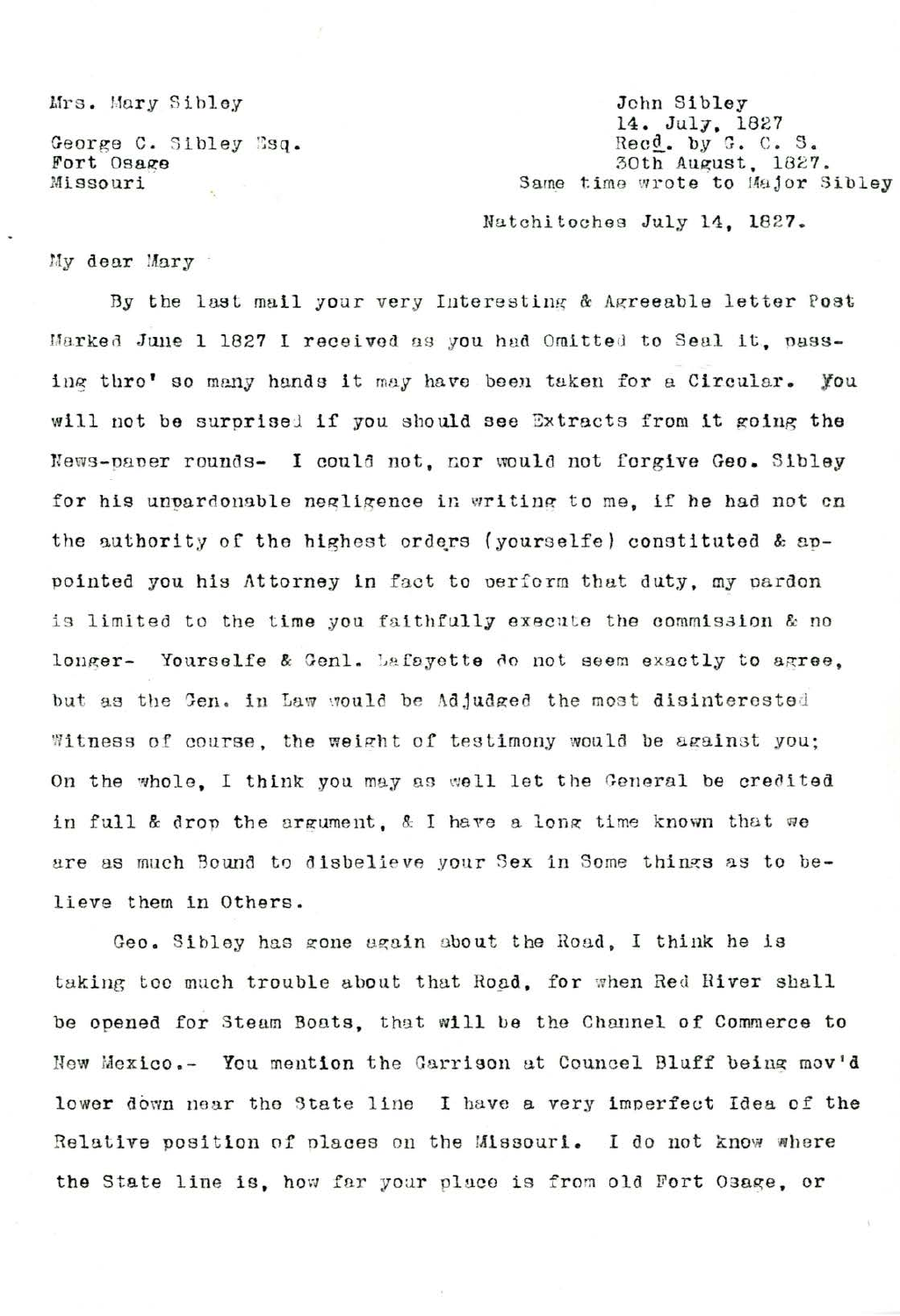Mrs. Mary Sibley

George C. Sibley Esq.
Fort Osage
Missouri

John Sibley
14. July, 1827
Recd. by G. C. S.
30th August, 1827.
Same time wrote to Major Sibley

Natchitoches July 14, 1827.

My dear Mary

By the last mail your very Interesting & Agreeable letter Post Marked June 1 1827 I received as you had Omitted to Seal it, passing thro' so many hands it may have been taken for a Circular. You will not be surprised if you should see Extracts from it going the News-paper rounds- I could not, nor would not forgive Geo. Sibley for his unpardonable negligence in writing to me, if he had not on the authority of the highest orders (yourselfe) constituted & appointed you his Attorney in fact to perform that duty, my pardon is limited to the time you faithfully execute the commission & no longer- Yourselfe & Genl. Lafayette do not seem exactly to agree, but as the Gen. in Law would be Adjudged the most disinterested Witness of course, the weight of testimony would be against you; On the whole, I think you may as well let the General be credited in full & drop the argument, & I have a long time known that we are as much Bound to disbelieve your Sex in Some things as to believe them in Others.

Geo. Sibley has gone again about the Road, I think he is taking too much trouble about that Road, for when Red River shall be opened for Steam Boats, that will be the Channel of Commerce to New Mexico.- You mention the Garrison at Councel Bluff being mov'd lower down near the State line I have a very imperfect Idea of the Relative position of places on the Missouri. I do not know where the State line is, how far your place is from old Fort Osage, or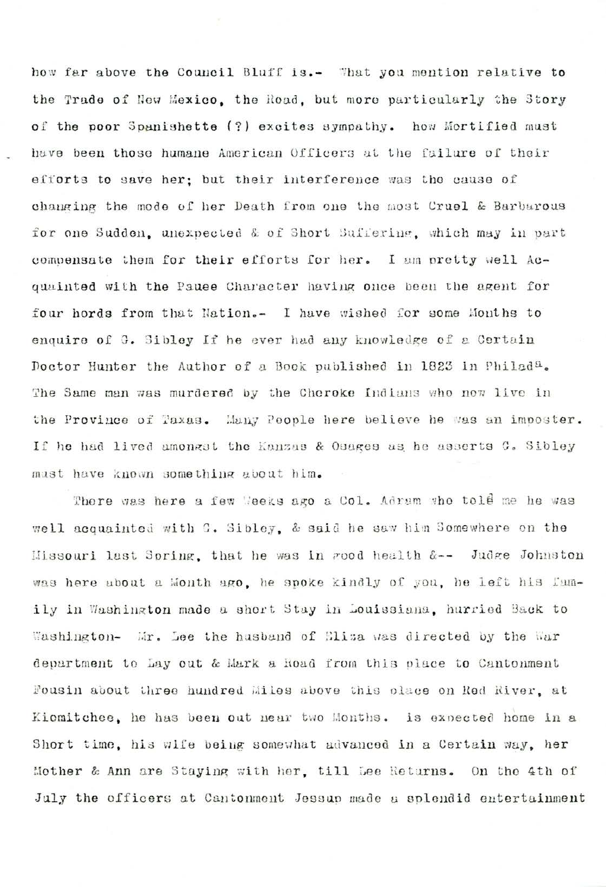how far above the Council Bluff is.- What you mention relative to the Trade of New Mexico, the Road, but more particularly the Story of the poor Spanishette (?) excites sympathy. how Mortified must have been those humane American Officers at the failure of their efforts to save her; but their interference was the cause of changing the mode of her Death from one the most Cruel & Barbarous for one Sudden, unexpected & of Short Suffering, which may in part compensate them for their efforts for her. I am pretty well Acquainted with the Pauee Character having once been the agent for four hords from that Nation.- I have wished for some Months to enquire of G. Sibley If he ever had any knowledge of a Certain Doctor Hunter the Author of a Book published in 1823 in Philad[a]. The Same man was murdered by the Cheroke Indians who now live in the Province of Taxas. Many People here believe he was an imposter. If he had lived amongst the Kanzas & Osages as he asserts G. Sibley must have known something about him.

There was here a few Weeks ago a Col. Adrum who told me he was well acquainted with G. Sibley, & said he saw him Somewhere on the Missouri last Spring, that he was in good health &-- Judge Johnston was here about a Month ago, he spoke kindly of you, he left his family in Washington made a short Stay in Louissiana, hurried Back to Washington- Mr. Lee the husband of Eliza was directed by the War department to Lay out & Mark a Road from this place to Cantonment Tousin about three hundred Miles above this place on Red River, at Kiomitchee, he has been out near two Months. is expected home in a Short time, his wife being somewhat advanced in a Certain way, her Mother & Ann are Staying with her, till Lee Returns. On the 4th of July the officers at Cantonment Jessup made a splendid entertainment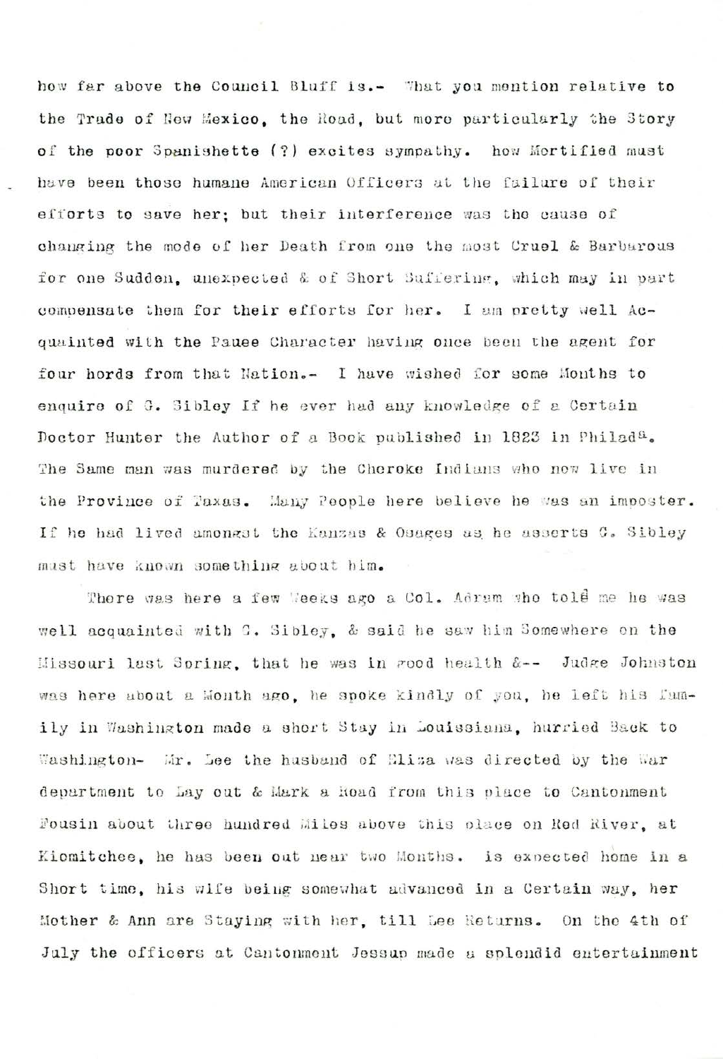how far above the Council Bluff is.- What you mention relative to the Trade of New Mexico, the Road, but more particularly the Story of the poor Spanishette (?) excites sympathy. how Mortified must have been those humane American Officers at the failure of their efforts to save her; but their interference was the cause of changing the mode of her Death from one the most Cruel & Barbarous for one Sudden, unexpected & of Short Suffering, which may in part compensate them for their efforts for her. I am pretty well Acquainted with the Pauee Character having once been the agent for four hords from that Nation.- I have wished for some Months to enquire of G. Sibley If he ever had any knowledge of a Certain Doctor Hunter the Author of a Book published in 1823 in Philad[a]. The Same man was murdered by the Cheroke Indians who now live in the Province of Taxas. Many People here believe he was an imposter. If he had lived amongst the Kanzas & Osages as he asserts G. Sibley must have known something about him.

There was here a few Weeks ago a Col. Adram who told me he was well acquainted with G. Sibley, & said he saw him Somewhere on the Missouri last Spring, that he was in good health &-- Judge Johnston was here about a Month ago, he spoke kindly of you, he left his family in Washington made a short Stay in Louissiana, hurried Back to Washington- Mr. Lee the husband of Eliza was directed by the War department to Lay out & Mark a Road from this place to Cantonment Tousin about three hundred Miles above this place on Red River, at Kiomitchee, he has been out near two Months. is expected home in a Short time, his wife being somewhat advanced in a Certain way, her Mother & Ann are Staying with her, till Lee Returns. On the 4th of July the officers at Cantonment Jessup made a splendid entertainment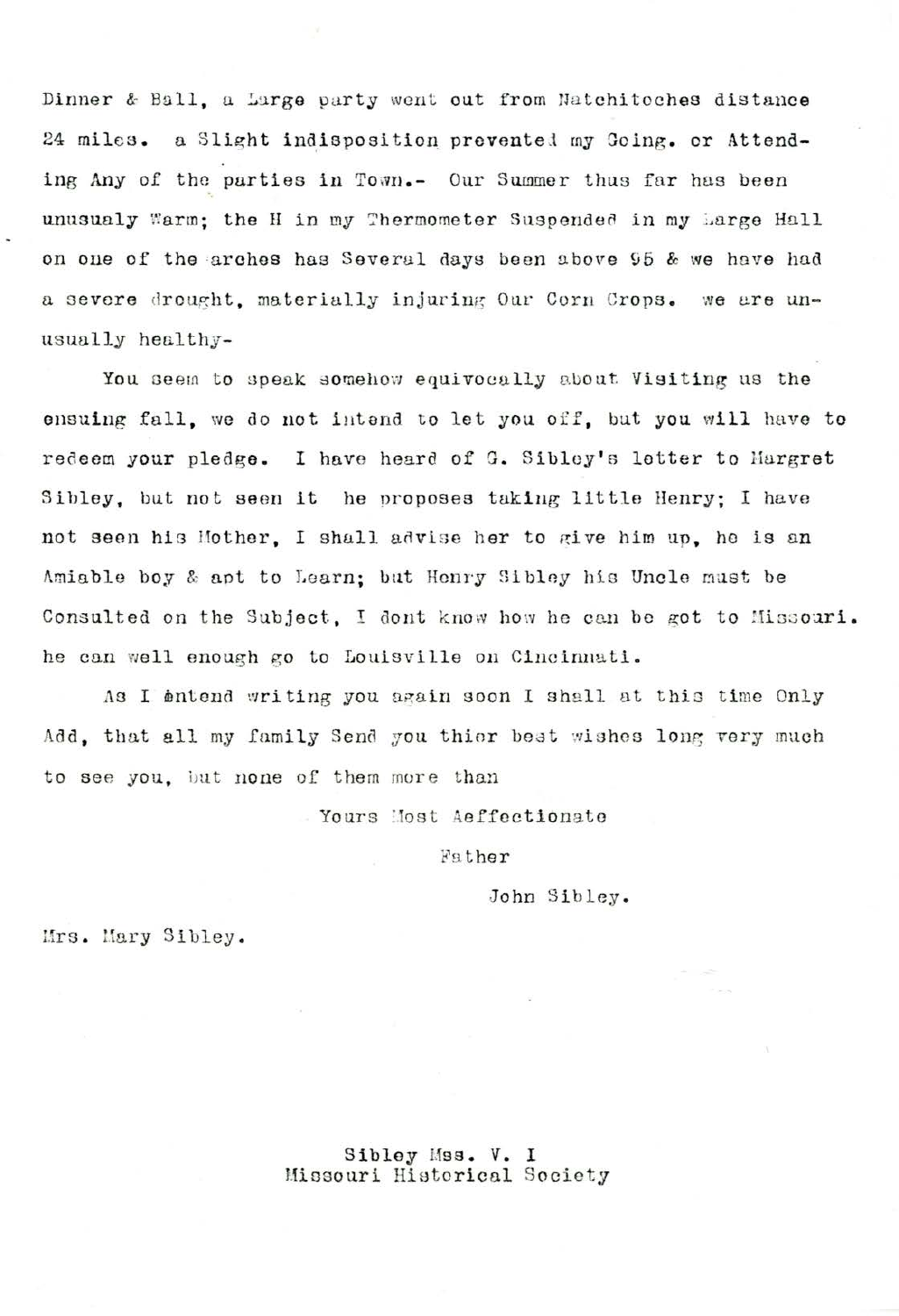Dinner & Ball, a Large party went out from Natchitoches distance 24 miles. a Slight indisposition prevented my Going. or Attending Any of the parties in Town.- Our Summer thus far has been unusualy Warm; the H in my Thermometer Suspended in my Large Hall on one of the arches has Several days been above 95 & we have had a severe drought, materially injuring Our Corn Crops. we are unusually healthy-

You seem to speak somehow equivocally about Visiting us the ensuing fall, we do not intend to let you off, but you will have to redeem your pledge. I have heard of G. Sibley's letter to Margret Sibley, but not seen it he proposes taking little Henry; I have not seen his Mother, I shall advise her to give him up, he is an Amiable boy & apt to Learn; but Henry Sibley his Uncle must be Consulted on the Subject, I dont know how he can be got to Missouri. he can well enough go to Louisville on Cincinnati.

As I intend writing you again soon I shall at this time Only Add, that all my family Send you thier best wishes long very much to see you, but none of them more than

Yours Most Aeffectionate

Father

John Sibley.

Mrs. Mary Sibley.

Sibley Mss. V. I
Missouri Historical Society